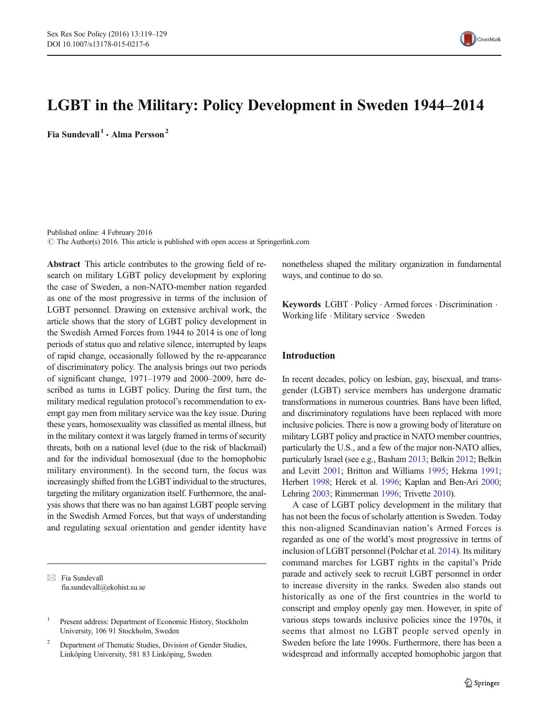# LGBT in the Military: Policy Development in Sweden 1944–2014

**Fia Sundevall**[1] **· Alma Persson**[2]

Published online: 4 February 2016
© The Author(s) 2016. This article is published with open access at Springerlink.com

**Abstract** This article contributes to the growing field of research on military LGBT policy development by exploring the case of Sweden, a non-NATO-member nation regarded as one of the most progressive in terms of the inclusion of LGBT personnel. Drawing on extensive archival work, the article shows that the story of LGBT policy development in the Swedish Armed Forces from 1944 to 2014 is one of long periods of status quo and relative silence, interrupted by leaps of rapid change, occasionally followed by the re-appearance of discriminatory policy. The analysis brings out two periods of significant change, 1971–1979 and 2000–2009, here described as turns in LGBT policy. During the first turn, the military medical regulation protocol's recommendation to exempt gay men from military service was the key issue. During these years, homosexuality was classified as mental illness, but in the military context it was largely framed in terms of security threats, both on a national level (due to the risk of blackmail) and for the individual homosexual (due to the homophobic military environment). In the second turn, the focus was increasingly shifted from the LGBT individual to the structures, targeting the military organization itself. Furthermore, the analysis shows that there was no ban against LGBT people serving in the Swedish Armed Forces, but that ways of understanding and regulating sexual orientation and gender identity have nonetheless shaped the military organization in fundamental ways, and continue to do so.

**Keywords** LGBT · Policy · Armed forces · Discrimination · Working life · Military service · Sweden

## Introduction

In recent decades, policy on lesbian, gay, bisexual, and transgender (LGBT) service members has undergone dramatic transformations in numerous countries. Bans have been lifted, and discriminatory regulations have been replaced with more inclusive policies. There is now a growing body of literature on military LGBT policy and practice in NATO member countries, particularly the U.S., and a few of the major non-NATO allies, particularly Israel (see e.g., Basham 2013; Belkin 2012; Belkin and Levitt 2001; Britton and Williams 1995; Hekma 1991; Herbert 1998; Herek et al. 1996; Kaplan and Ben-Ari 2000; Lehring 2003; Rimmerman 1996; Trivette 2010).

A case of LGBT policy development in the military that has not been the focus of scholarly attention is Sweden. Today this non-aligned Scandinavian nation's Armed Forces is regarded as one of the world's most progressive in terms of inclusion of LGBT personnel (Polchar et al. 2014). Its military command marches for LGBT rights in the capital's Pride parade and actively seek to recruit LGBT personnel in order to increase diversity in the ranks. Sweden also stands out historically as one of the first countries in the world to conscript and employ openly gay men. However, in spite of various steps towards inclusive policies since the 1970s, it seems that almost no LGBT people served openly in Sweden before the late 1990s. Furthermore, there has been a widespread and informally accepted homophobic jargon that

---

✉ Fia Sundevall
fia.sundevall@ekohist.su.se

[1] Present address: Department of Economic History, Stockholm University, 106 91 Stockholm, Sweden

[2] Department of Thematic Studies, Division of Gender Studies, Linköping University, 581 83 Linköping, Sweden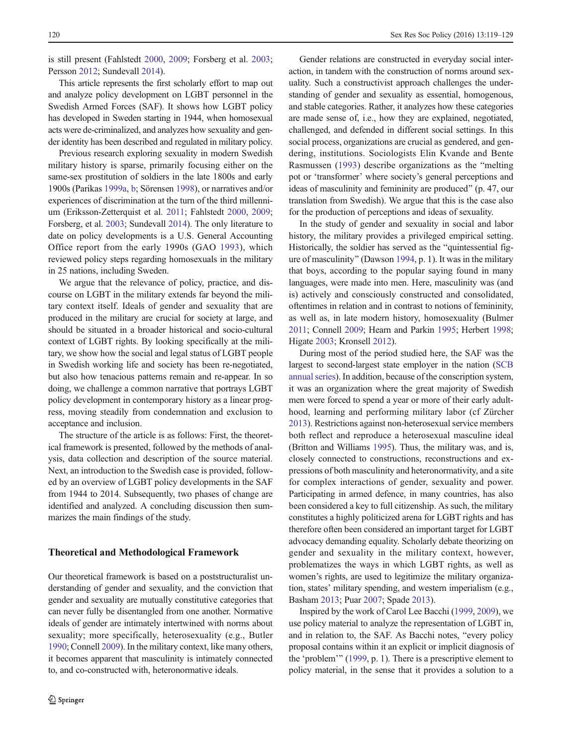is still present (Fahlstedt 2000, 2009; Forsberg et al. 2003; Persson 2012; Sundevall 2014).

This article represents the first scholarly effort to map out and analyze policy development on LGBT personnel in the Swedish Armed Forces (SAF). It shows how LGBT policy has developed in Sweden starting in 1944, when homosexual acts were de-criminalized, and analyzes how sexuality and gender identity has been described and regulated in military policy.

Previous research exploring sexuality in modern Swedish military history is sparse, primarily focusing either on the same-sex prostitution of soldiers in the late 1800s and early 1900s (Parikas 1999a, b; Sörensen 1998), or narratives and/or experiences of discrimination at the turn of the third millennium (Eriksson-Zetterquist et al. 2011; Fahlstedt 2000, 2009; Forsberg, et al. 2003; Sundevall 2014). The only literature to date on policy developments is a U.S. General Accounting Office report from the early 1990s (GAO 1993), which reviewed policy steps regarding homosexuals in the military in 25 nations, including Sweden.

We argue that the relevance of policy, practice, and discourse on LGBT in the military extends far beyond the military context itself. Ideals of gender and sexuality that are produced in the military are crucial for society at large, and should be situated in a broader historical and socio-cultural context of LGBT rights. By looking specifically at the military, we show how the social and legal status of LGBT people in Swedish working life and society has been re-negotiated, but also how tenacious patterns remain and re-appear. In so doing, we challenge a common narrative that portrays LGBT policy development in contemporary history as a linear progress, moving steadily from condemnation and exclusion to acceptance and inclusion.

The structure of the article is as follows: First, the theoretical framework is presented, followed by the methods of analysis, data collection and description of the source material. Next, an introduction to the Swedish case is provided, followed by an overview of LGBT policy developments in the SAF from 1944 to 2014. Subsequently, two phases of change are identified and analyzed. A concluding discussion then summarizes the main findings of the study.

## Theoretical and Methodological Framework

Our theoretical framework is based on a poststructuralist understanding of gender and sexuality, and the conviction that gender and sexuality are mutually constitutive categories that can never fully be disentangled from one another. Normative ideals of gender are intimately intertwined with norms about sexuality; more specifically, heterosexuality (e.g., Butler 1990; Connell 2009). In the military context, like many others, it becomes apparent that masculinity is intimately connected to, and co-constructed with, heteronormative ideals.

Gender relations are constructed in everyday social interaction, in tandem with the construction of norms around sexuality. Such a constructivist approach challenges the understanding of gender and sexuality as essential, homogenous, and stable categories. Rather, it analyzes how these categories are made sense of, i.e., how they are explained, negotiated, challenged, and defended in different social settings. In this social process, organizations are crucial as gendered, and gendering, institutions. Sociologists Elin Kvande and Bente Rasmussen (1993) describe organizations as the "melting pot or 'transformer' where society's general perceptions and ideas of masculinity and femininity are produced" (p. 47, our translation from Swedish). We argue that this is the case also for the production of perceptions and ideas of sexuality.

In the study of gender and sexuality in social and labor history, the military provides a privileged empirical setting. Historically, the soldier has served as the "quintessential figure of masculinity" (Dawson 1994, p. 1). It was in the military that boys, according to the popular saying found in many languages, were made into men. Here, masculinity was (and is) actively and consciously constructed and consolidated, oftentimes in relation and in contrast to notions of femininity, as well as, in late modern history, homosexuality (Bulmer 2011; Connell 2009; Hearn and Parkin 1995; Herbert 1998; Higate 2003; Kronsell 2012).

During most of the period studied here, the SAF was the largest to second-largest state employer in the nation (SCB annual series). In addition, because of the conscription system, it was an organization where the great majority of Swedish men were forced to spend a year or more of their early adulthood, learning and performing military labor (cf Zürcher 2013). Restrictions against non-heterosexual service members both reflect and reproduce a heterosexual masculine ideal (Britton and Williams 1995). Thus, the military was, and is, closely connected to constructions, reconstructions and expressions of both masculinity and heteronormativity, and a site for complex interactions of gender, sexuality and power. Participating in armed defence, in many countries, has also been considered a key to full citizenship. As such, the military constitutes a highly politicized arena for LGBT rights and has therefore often been considered an important target for LGBT advocacy demanding equality. Scholarly debate theorizing on gender and sexuality in the military context, however, problematizes the ways in which LGBT rights, as well as women's rights, are used to legitimize the military organization, states' military spending, and western imperialism (e.g., Basham 2013; Puar 2007; Spade 2013).

Inspired by the work of Carol Lee Bacchi (1999, 2009), we use policy material to analyze the representation of LGBT in, and in relation to, the SAF. As Bacchi notes, "every policy proposal contains within it an explicit or implicit diagnosis of the 'problem'" (1999, p. 1). There is a prescriptive element to policy material, in the sense that it provides a solution to a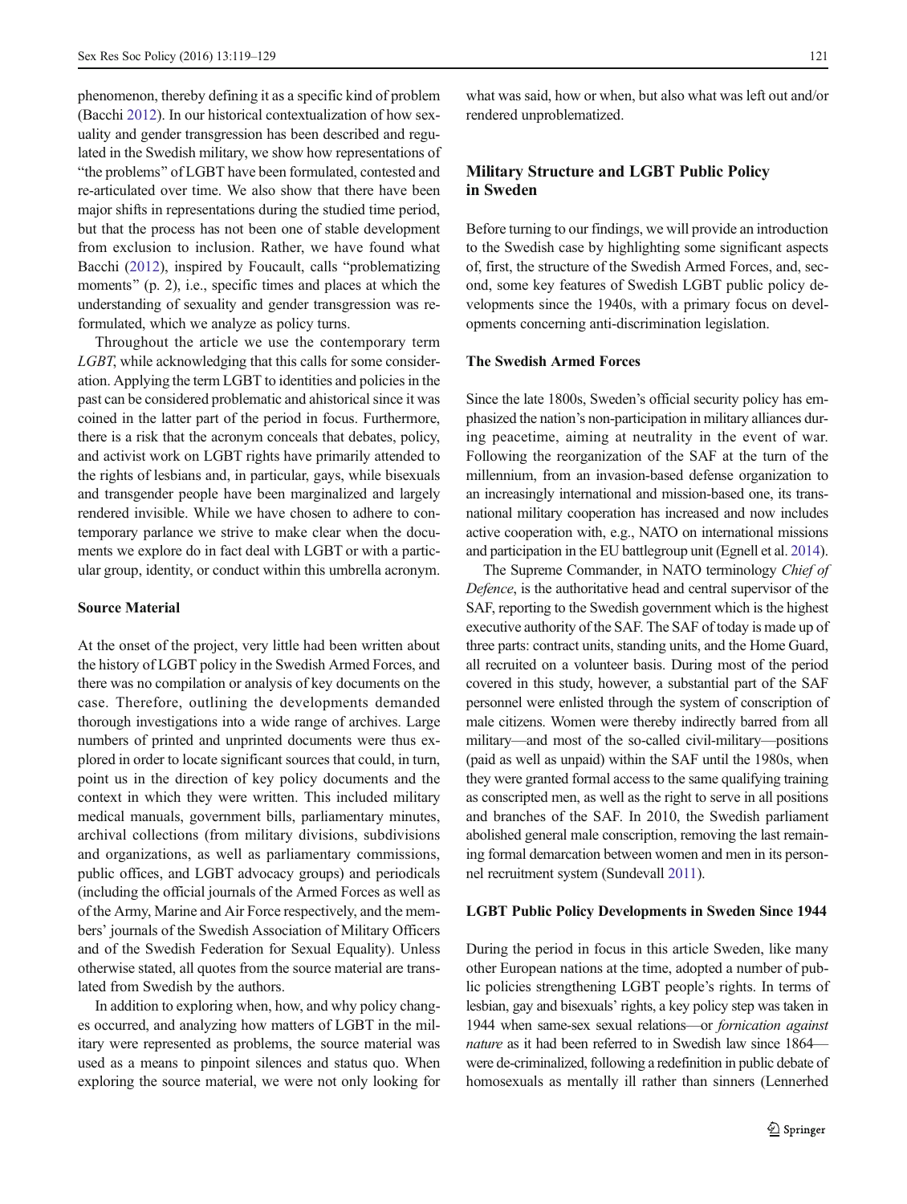phenomenon, thereby defining it as a specific kind of problem (Bacchi 2012). In our historical contextualization of how sexuality and gender transgression has been described and regulated in the Swedish military, we show how representations of "the problems" of LGBT have been formulated, contested and re-articulated over time. We also show that there have been major shifts in representations during the studied time period, but that the process has not been one of stable development from exclusion to inclusion. Rather, we have found what Bacchi (2012), inspired by Foucault, calls "problematizing moments" (p. 2), i.e., specific times and places at which the understanding of sexuality and gender transgression was reformulated, which we analyze as policy turns.

Throughout the article we use the contemporary term *LGBT*, while acknowledging that this calls for some consideration. Applying the term LGBT to identities and policies in the past can be considered problematic and ahistorical since it was coined in the latter part of the period in focus. Furthermore, there is a risk that the acronym conceals that debates, policy, and activist work on LGBT rights have primarily attended to the rights of lesbians and, in particular, gays, while bisexuals and transgender people have been marginalized and largely rendered invisible. While we have chosen to adhere to contemporary parlance we strive to make clear when the documents we explore do in fact deal with LGBT or with a particular group, identity, or conduct within this umbrella acronym.

### Source Material

At the onset of the project, very little had been written about the history of LGBT policy in the Swedish Armed Forces, and there was no compilation or analysis of key documents on the case. Therefore, outlining the developments demanded thorough investigations into a wide range of archives. Large numbers of printed and unprinted documents were thus explored in order to locate significant sources that could, in turn, point us in the direction of key policy documents and the context in which they were written. This included military medical manuals, government bills, parliamentary minutes, archival collections (from military divisions, subdivisions and organizations, as well as parliamentary commissions, public offices, and LGBT advocacy groups) and periodicals (including the official journals of the Armed Forces as well as of the Army, Marine and Air Force respectively, and the members' journals of the Swedish Association of Military Officers and of the Swedish Federation for Sexual Equality). Unless otherwise stated, all quotes from the source material are translated from Swedish by the authors.

In addition to exploring when, how, and why policy changes occurred, and analyzing how matters of LGBT in the military were represented as problems, the source material was used as a means to pinpoint silences and status quo. When exploring the source material, we were not only looking for what was said, how or when, but also what was left out and/or rendered unproblematized.

## Military Structure and LGBT Public Policy in Sweden

Before turning to our findings, we will provide an introduction to the Swedish case by highlighting some significant aspects of, first, the structure of the Swedish Armed Forces, and, second, some key features of Swedish LGBT public policy developments since the 1940s, with a primary focus on developments concerning anti-discrimination legislation.

### The Swedish Armed Forces

Since the late 1800s, Sweden's official security policy has emphasized the nation's non-participation in military alliances during peacetime, aiming at neutrality in the event of war. Following the reorganization of the SAF at the turn of the millennium, from an invasion-based defense organization to an increasingly international and mission-based one, its transnational military cooperation has increased and now includes active cooperation with, e.g., NATO on international missions and participation in the EU battlegroup unit (Egnell et al. 2014).

The Supreme Commander, in NATO terminology *Chief of Defence*, is the authoritative head and central supervisor of the SAF, reporting to the Swedish government which is the highest executive authority of the SAF. The SAF of today is made up of three parts: contract units, standing units, and the Home Guard, all recruited on a volunteer basis. During most of the period covered in this study, however, a substantial part of the SAF personnel were enlisted through the system of conscription of male citizens. Women were thereby indirectly barred from all military—and most of the so-called civil-military—positions (paid as well as unpaid) within the SAF until the 1980s, when they were granted formal access to the same qualifying training as conscripted men, as well as the right to serve in all positions and branches of the SAF. In 2010, the Swedish parliament abolished general male conscription, removing the last remaining formal demarcation between women and men in its personnel recruitment system (Sundevall 2011).

### LGBT Public Policy Developments in Sweden Since 1944

During the period in focus in this article Sweden, like many other European nations at the time, adopted a number of public policies strengthening LGBT people's rights. In terms of lesbian, gay and bisexuals' rights, a key policy step was taken in 1944 when same-sex sexual relations—or *fornication against nature* as it had been referred to in Swedish law since 1864—were de-criminalized, following a redefinition in public debate of homosexuals as mentally ill rather than sinners (Lennerhed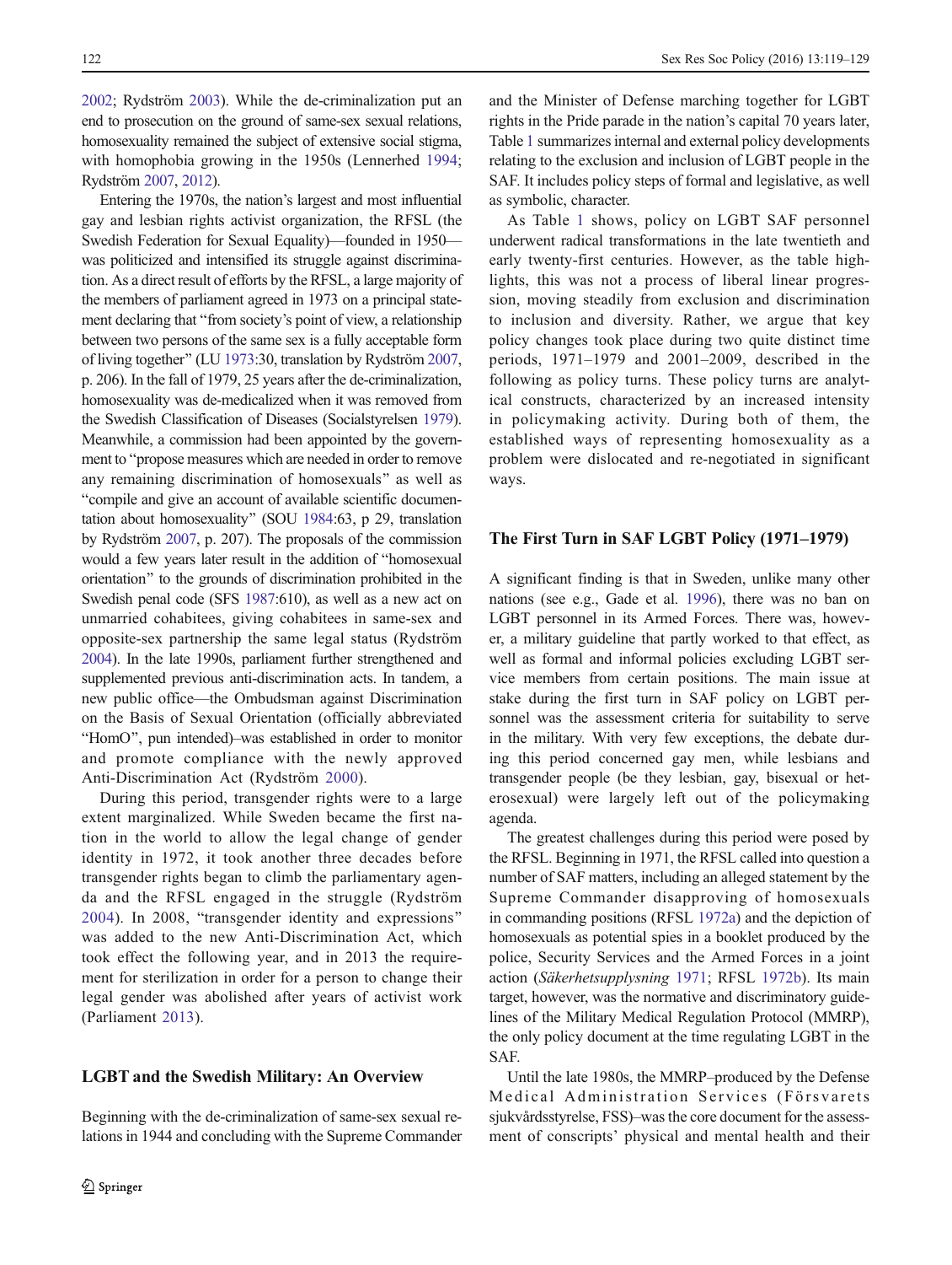2002; Rydström 2003). While the de-criminalization put an end to prosecution on the ground of same-sex sexual relations, homosexuality remained the subject of extensive social stigma, with homophobia growing in the 1950s (Lennerhed 1994; Rydström 2007, 2012).

Entering the 1970s, the nation's largest and most influential gay and lesbian rights activist organization, the RFSL (the Swedish Federation for Sexual Equality)—founded in 1950—was politicized and intensified its struggle against discrimination. As a direct result of efforts by the RFSL, a large majority of the members of parliament agreed in 1973 on a principal statement declaring that "from society's point of view, a relationship between two persons of the same sex is a fully acceptable form of living together" (LU 1973:30, translation by Rydström 2007, p. 206). In the fall of 1979, 25 years after the de-criminalization, homosexuality was de-medicalized when it was removed from the Swedish Classification of Diseases (Socialstyrelsen 1979). Meanwhile, a commission had been appointed by the government to "propose measures which are needed in order to remove any remaining discrimination of homosexuals" as well as "compile and give an account of available scientific documentation about homosexuality" (SOU 1984:63, p 29, translation by Rydström 2007, p. 207). The proposals of the commission would a few years later result in the addition of "homosexual orientation" to the grounds of discrimination prohibited in the Swedish penal code (SFS 1987:610), as well as a new act on unmarried cohabitees, giving cohabitees in same-sex and opposite-sex partnership the same legal status (Rydström 2004). In the late 1990s, parliament further strengthened and supplemented previous anti-discrimination acts. In tandem, a new public office—the Ombudsman against Discrimination on the Basis of Sexual Orientation (officially abbreviated "HomO", pun intended)–was established in order to monitor and promote compliance with the newly approved Anti-Discrimination Act (Rydström 2000).

During this period, transgender rights were to a large extent marginalized. While Sweden became the first nation in the world to allow the legal change of gender identity in 1972, it took another three decades before transgender rights began to climb the parliamentary agenda and the RFSL engaged in the struggle (Rydström 2004). In 2008, "transgender identity and expressions" was added to the new Anti-Discrimination Act, which took effect the following year, and in 2013 the requirement for sterilization in order for a person to change their legal gender was abolished after years of activist work (Parliament 2013).

## LGBT and the Swedish Military: An Overview

Beginning with the de-criminalization of same-sex sexual relations in 1944 and concluding with the Supreme Commander and the Minister of Defense marching together for LGBT rights in the Pride parade in the nation's capital 70 years later, Table 1 summarizes internal and external policy developments relating to the exclusion and inclusion of LGBT people in the SAF. It includes policy steps of formal and legislative, as well as symbolic, character.

As Table 1 shows, policy on LGBT SAF personnel underwent radical transformations in the late twentieth and early twenty-first centuries. However, as the table highlights, this was not a process of liberal linear progression, moving steadily from exclusion and discrimination to inclusion and diversity. Rather, we argue that key policy changes took place during two quite distinct time periods, 1971–1979 and 2001–2009, described in the following as policy turns. These policy turns are analytical constructs, characterized by an increased intensity in policymaking activity. During both of them, the established ways of representing homosexuality as a problem were dislocated and re-negotiated in significant ways.

## The First Turn in SAF LGBT Policy (1971–1979)

A significant finding is that in Sweden, unlike many other nations (see e.g., Gade et al. 1996), there was no ban on LGBT personnel in its Armed Forces. There was, however, a military guideline that partly worked to that effect, as well as formal and informal policies excluding LGBT service members from certain positions. The main issue at stake during the first turn in SAF policy on LGBT personnel was the assessment criteria for suitability to serve in the military. With very few exceptions, the debate during this period concerned gay men, while lesbians and transgender people (be they lesbian, gay, bisexual or heterosexual) were largely left out of the policymaking agenda.

The greatest challenges during this period were posed by the RFSL. Beginning in 1971, the RFSL called into question a number of SAF matters, including an alleged statement by the Supreme Commander disapproving of homosexuals in commanding positions (RFSL 1972a) and the depiction of homosexuals as potential spies in a booklet produced by the police, Security Services and the Armed Forces in a joint action (*Säkerhetsupplysning* 1971; RFSL 1972b). Its main target, however, was the normative and discriminatory guidelines of the Military Medical Regulation Protocol (MMRP), the only policy document at the time regulating LGBT in the SAF.

Until the late 1980s, the MMRP–produced by the Defense Medical Administration Services (Försvarets sjukvårdsstyrelse, FSS)–was the core document for the assessment of conscripts' physical and mental health and their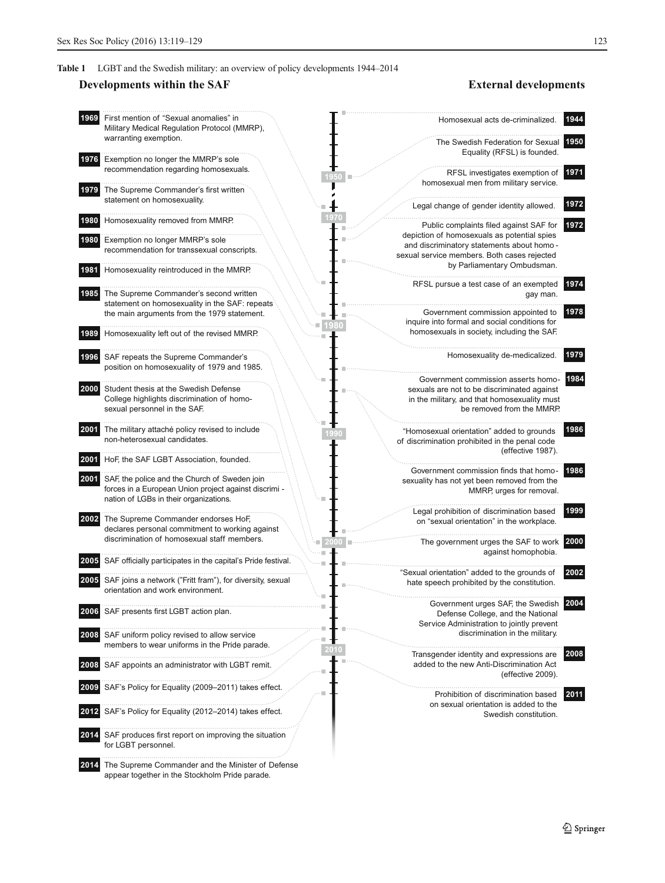**Table 1** LGBT and the Swedish military: an overview of policy developments 1944–2014

## Developments within the SAF

| Year | Development |
|---|---|
| 1969 | First mention of "Sexual anomalies" in Military Medical Regulation Protocol (MMRP), warranting exemption. |
| 1976 | Exemption no longer the MMRP's sole recommendation regarding homosexuals. |
| 1979 | The Supreme Commander's first written statement on homosexuality. |
| 1980 | Homosexuality removed from MMRP. |
| 1980 | Exemption no longer MMRP's sole recommendation for transsexual conscripts. |
| 1981 | Homosexuality reintroduced in the MMRP. |
| 1985 | The Supreme Commander's second written statement on homosexuality in the SAF: repeats the main arguments from the 1979 statement. |
| 1989 | Homosexuality left out of the revised MMRP. |
| 1996 | SAF repeats the Supreme Commander's position on homosexuality of 1979 and 1985. |
| 2000 | Student thesis at the Swedish Defense College highlights discrimination of homosexual personnel in the SAF. |
| 2001 | The military attaché policy revised to include non-heterosexual candidates. |
| 2001 | HoF, the SAF LGBT Association, founded. |
| 2001 | SAF, the police and the Church of Sweden join forces in a European Union project against discrimination of LGBs in their organizations. |
| 2002 | The Supreme Commander endorses HoF, declares personal commitment to working against discrimination of homosexual staff members. |
| 2005 | SAF officially participates in the capital's Pride festival. |
| 2005 | SAF joins a network ("Fritt fram"), for diversity, sexual orientation and work environment. |
| 2006 | SAF presents first LGBT action plan. |
| 2008 | SAF uniform policy revised to allow service members to wear uniforms in the Pride parade. |
| 2008 | SAF appoints an administrator with LGBT remit. |
| 2009 | SAF's Policy for Equality (2009–2011) takes effect. |
| 2012 | SAF's Policy for Equality (2012–2014) takes effect. |
| 2014 | SAF produces first report on improving the situation for LGBT personnel. |
| 2014 | The Supreme Commander and the Minister of Defense appear together in the Stockholm Pride parade. |

## External developments

| Year | Development |
|---|---|
| 1944 | Homosexual acts de-criminalized. |
| 1950 | The Swedish Federation for Sexual Equality (RFSL) is founded. |
| 1971 | RFSL investigates exemption of homosexual men from military service. |
| 1972 | Legal change of gender identity allowed. |
| 1972 | Public complaints filed against SAF for depiction of homosexuals as potential spies and discriminatory statements about homosexual service members. Both cases rejected by Parliamentary Ombudsman. |
| 1974 | RFSL pursue a test case of an exempted gay man. |
| 1978 | Government commission appointed to inquire into formal and social conditions for homosexuals in society, including the SAF. |
| 1979 | Homosexuality de-medicalized. |
| 1984 | Government commission asserts homosexuals are not to be discriminated against in the military, and that homosexuality must be removed from the MMRP. |
| 1986 | "Homosexual orientation" added to grounds of discrimination prohibited in the penal code (effective 1987). |
| 1986 | Government commission finds that homosexuality has not yet been removed from the MMRP, urges for removal. |
| 1999 | Legal prohibition of discrimination based on "sexual orientation" in the workplace. |
| 2000 | The government urges the SAF to work against homophobia. |
| 2002 | "Sexual orientation" added to the grounds of hate speech prohibited by the constitution. |
| 2004 | Government urges SAF, the Swedish Defense College, and the National Service Administration to jointly prevent discrimination in the military. |
| 2008 | Transgender identity and expressions are added to the new Anti-Discrimination Act (effective 2009). |
| 2011 | Prohibition of discrimination based on sexual orientation is added to the Swedish constitution. |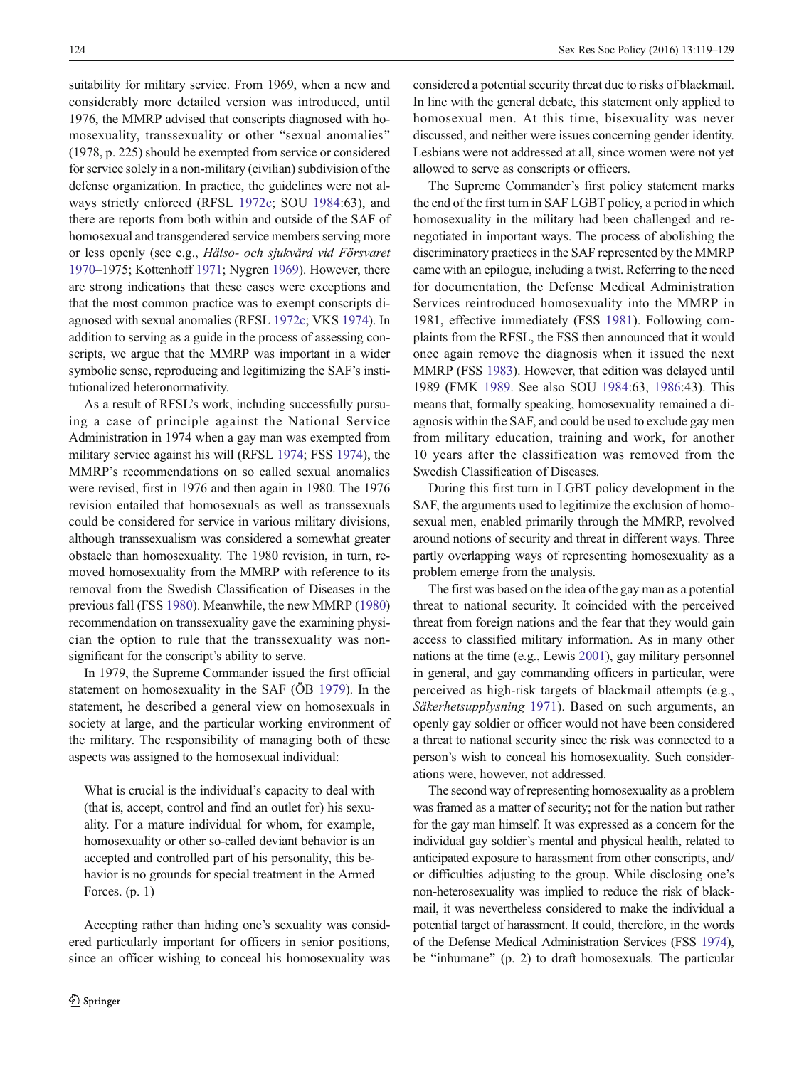suitability for military service. From 1969, when a new and considerably more detailed version was introduced, until 1976, the MMRP advised that conscripts diagnosed with homosexuality, transsexuality or other "sexual anomalies" (1978, p. 225) should be exempted from service or considered for service solely in a non-military (civilian) subdivision of the defense organization. In practice, the guidelines were not always strictly enforced (RFSL 1972c; SOU 1984:63), and there are reports from both within and outside of the SAF of homosexual and transgendered service members serving more or less openly (see e.g., *Hälso- och sjukvård vid Försvaret* 1970–1975; Kottenhoff 1971; Nygren 1969). However, there are strong indications that these cases were exceptions and that the most common practice was to exempt conscripts diagnosed with sexual anomalies (RFSL 1972c; VKS 1974). In addition to serving as a guide in the process of assessing conscripts, we argue that the MMRP was important in a wider symbolic sense, reproducing and legitimizing the SAF's institutionalized heteronormativity.

As a result of RFSL's work, including successfully pursuing a case of principle against the National Service Administration in 1974 when a gay man was exempted from military service against his will (RFSL 1974; FSS 1974), the MMRP's recommendations on so called sexual anomalies were revised, first in 1976 and then again in 1980. The 1976 revision entailed that homosexuals as well as transsexuals could be considered for service in various military divisions, although transsexualism was considered a somewhat greater obstacle than homosexuality. The 1980 revision, in turn, removed homosexuality from the MMRP with reference to its removal from the Swedish Classification of Diseases in the previous fall (FSS 1980). Meanwhile, the new MMRP (1980) recommendation on transsexuality gave the examining physician the option to rule that the transsexuality was nonsignificant for the conscript's ability to serve.

In 1979, the Supreme Commander issued the first official statement on homosexuality in the SAF (ÖB 1979). In the statement, he described a general view on homosexuals in society at large, and the particular working environment of the military. The responsibility of managing both of these aspects was assigned to the homosexual individual:

> What is crucial is the individual's capacity to deal with (that is, accept, control and find an outlet for) his sexuality. For a mature individual for whom, for example, homosexuality or other so-called deviant behavior is an accepted and controlled part of his personality, this behavior is no grounds for special treatment in the Armed Forces. (p. 1)

Accepting rather than hiding one's sexuality was considered particularly important for officers in senior positions, since an officer wishing to conceal his homosexuality was considered a potential security threat due to risks of blackmail. In line with the general debate, this statement only applied to homosexual men. At this time, bisexuality was never discussed, and neither were issues concerning gender identity. Lesbians were not addressed at all, since women were not yet allowed to serve as conscripts or officers.

The Supreme Commander's first policy statement marks the end of the first turn in SAF LGBT policy, a period in which homosexuality in the military had been challenged and renegotiated in important ways. The process of abolishing the discriminatory practices in the SAF represented by the MMRP came with an epilogue, including a twist. Referring to the need for documentation, the Defense Medical Administration Services reintroduced homosexuality into the MMRP in 1981, effective immediately (FSS 1981). Following complaints from the RFSL, the FSS then announced that it would once again remove the diagnosis when it issued the next MMRP (FSS 1983). However, that edition was delayed until 1989 (FMK 1989. See also SOU 1984:63, 1986:43). This means that, formally speaking, homosexuality remained a diagnosis within the SAF, and could be used to exclude gay men from military education, training and work, for another 10 years after the classification was removed from the Swedish Classification of Diseases.

During this first turn in LGBT policy development in the SAF, the arguments used to legitimize the exclusion of homosexual men, enabled primarily through the MMRP, revolved around notions of security and threat in different ways. Three partly overlapping ways of representing homosexuality as a problem emerge from the analysis.

The first was based on the idea of the gay man as a potential threat to national security. It coincided with the perceived threat from foreign nations and the fear that they would gain access to classified military information. As in many other nations at the time (e.g., Lewis 2001), gay military personnel in general, and gay commanding officers in particular, were perceived as high-risk targets of blackmail attempts (e.g., *Säkerhetsupplysning* 1971). Based on such arguments, an openly gay soldier or officer would not have been considered a threat to national security since the risk was connected to a person's wish to conceal his homosexuality. Such considerations were, however, not addressed.

The second way of representing homosexuality as a problem was framed as a matter of security; not for the nation but rather for the gay man himself. It was expressed as a concern for the individual gay soldier's mental and physical health, related to anticipated exposure to harassment from other conscripts, and/or difficulties adjusting to the group. While disclosing one's non-heterosexuality was implied to reduce the risk of blackmail, it was nevertheless considered to make the individual a potential target of harassment. It could, therefore, in the words of the Defense Medical Administration Services (FSS 1974), be "inhumane" (p. 2) to draft homosexuals. The particular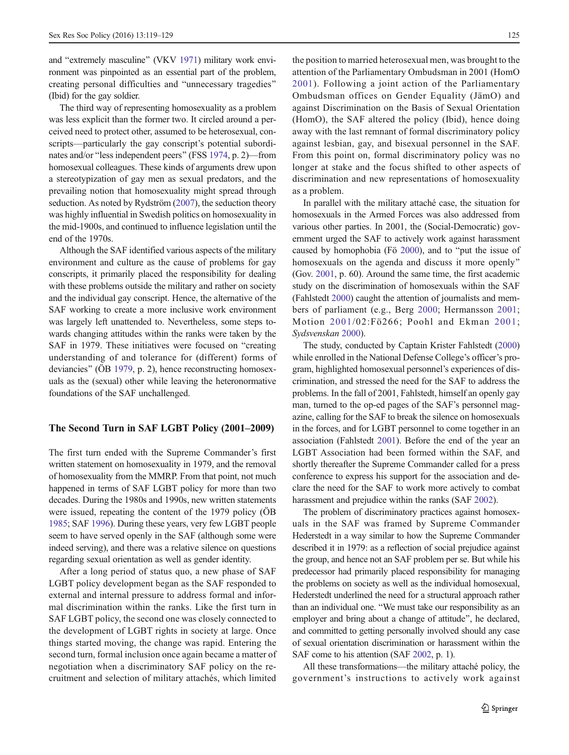and "extremely masculine" (VKV 1971) military work environment was pinpointed as an essential part of the problem, creating personal difficulties and "unnecessary tragedies" (Ibid) for the gay soldier.

The third way of representing homosexuality as a problem was less explicit than the former two. It circled around a perceived need to protect other, assumed to be heterosexual, conscripts—particularly the gay conscript's potential subordinates and/or "less independent peers" (FSS 1974, p. 2)—from homosexual colleagues. These kinds of arguments drew upon a stereotypization of gay men as sexual predators, and the prevailing notion that homosexuality might spread through seduction. As noted by Rydström (2007), the seduction theory was highly influential in Swedish politics on homosexuality in the mid-1900s, and continued to influence legislation until the end of the 1970s.

Although the SAF identified various aspects of the military environment and culture as the cause of problems for gay conscripts, it primarily placed the responsibility for dealing with these problems outside the military and rather on society and the individual gay conscript. Hence, the alternative of the SAF working to create a more inclusive work environment was largely left unattended to. Nevertheless, some steps towards changing attitudes within the ranks were taken by the SAF in 1979. These initiatives were focused on "creating understanding of and tolerance for (different) forms of deviancies" (ÖB 1979, p. 2), hence reconstructing homosexuals as the (sexual) other while leaving the heteronormative foundations of the SAF unchallenged.

## The Second Turn in SAF LGBT Policy (2001–2009)

The first turn ended with the Supreme Commander's first written statement on homosexuality in 1979, and the removal of homosexuality from the MMRP. From that point, not much happened in terms of SAF LGBT policy for more than two decades. During the 1980s and 1990s, new written statements were issued, repeating the content of the 1979 policy (ÖB 1985; SAF 1996). During these years, very few LGBT people seem to have served openly in the SAF (although some were indeed serving), and there was a relative silence on questions regarding sexual orientation as well as gender identity.

After a long period of status quo, a new phase of SAF LGBT policy development began as the SAF responded to external and internal pressure to address formal and informal discrimination within the ranks. Like the first turn in SAF LGBT policy, the second one was closely connected to the development of LGBT rights in society at large. Once things started moving, the change was rapid. Entering the second turn, formal inclusion once again became a matter of negotiation when a discriminatory SAF policy on the recruitment and selection of military attachés, which limited the position to married heterosexual men, was brought to the attention of the Parliamentary Ombudsman in 2001 (HomO 2001). Following a joint action of the Parliamentary Ombudsman offices on Gender Equality (JämO) and against Discrimination on the Basis of Sexual Orientation (HomO), the SAF altered the policy (Ibid), hence doing away with the last remnant of formal discriminatory policy against lesbian, gay, and bisexual personnel in the SAF. From this point on, formal discriminatory policy was no longer at stake and the focus shifted to other aspects of discrimination and new representations of homosexuality as a problem.

In parallel with the military attaché case, the situation for homosexuals in the Armed Forces was also addressed from various other parties. In 2001, the (Social-Democratic) government urged the SAF to actively work against harassment caused by homophobia (Fö 2000), and to "put the issue of homosexuals on the agenda and discuss it more openly" (Gov. 2001, p. 60). Around the same time, the first academic study on the discrimination of homosexuals within the SAF (Fahlstedt 2000) caught the attention of journalists and members of parliament (e.g., Berg 2000; Hermansson 2001; Motion 2001/02:Fö266; Poohl and Ekman 2001; *Sydsvenskan* 2000).

The study, conducted by Captain Krister Fahlstedt (2000) while enrolled in the National Defense College's officer's program, highlighted homosexual personnel's experiences of discrimination, and stressed the need for the SAF to address the problems. In the fall of 2001, Fahlstedt, himself an openly gay man, turned to the op-ed pages of the SAF's personnel magazine, calling for the SAF to break the silence on homosexuals in the forces, and for LGBT personnel to come together in an association (Fahlstedt 2001). Before the end of the year an LGBT Association had been formed within the SAF, and shortly thereafter the Supreme Commander called for a press conference to express his support for the association and declare the need for the SAF to work more actively to combat harassment and prejudice within the ranks (SAF 2002).

The problem of discriminatory practices against homosexuals in the SAF was framed by Supreme Commander Hederstedt in a way similar to how the Supreme Commander described it in 1979: as a reflection of social prejudice against the group, and hence not an SAF problem per se. But while his predecessor had primarily placed responsibility for managing the problems on society as well as the individual homosexual, Hederstedt underlined the need for a structural approach rather than an individual one. "We must take our responsibility as an employer and bring about a change of attitude", he declared, and committed to getting personally involved should any case of sexual orientation discrimination or harassment within the SAF come to his attention (SAF 2002, p. 1).

All these transformations—the military attaché policy, the government's instructions to actively work against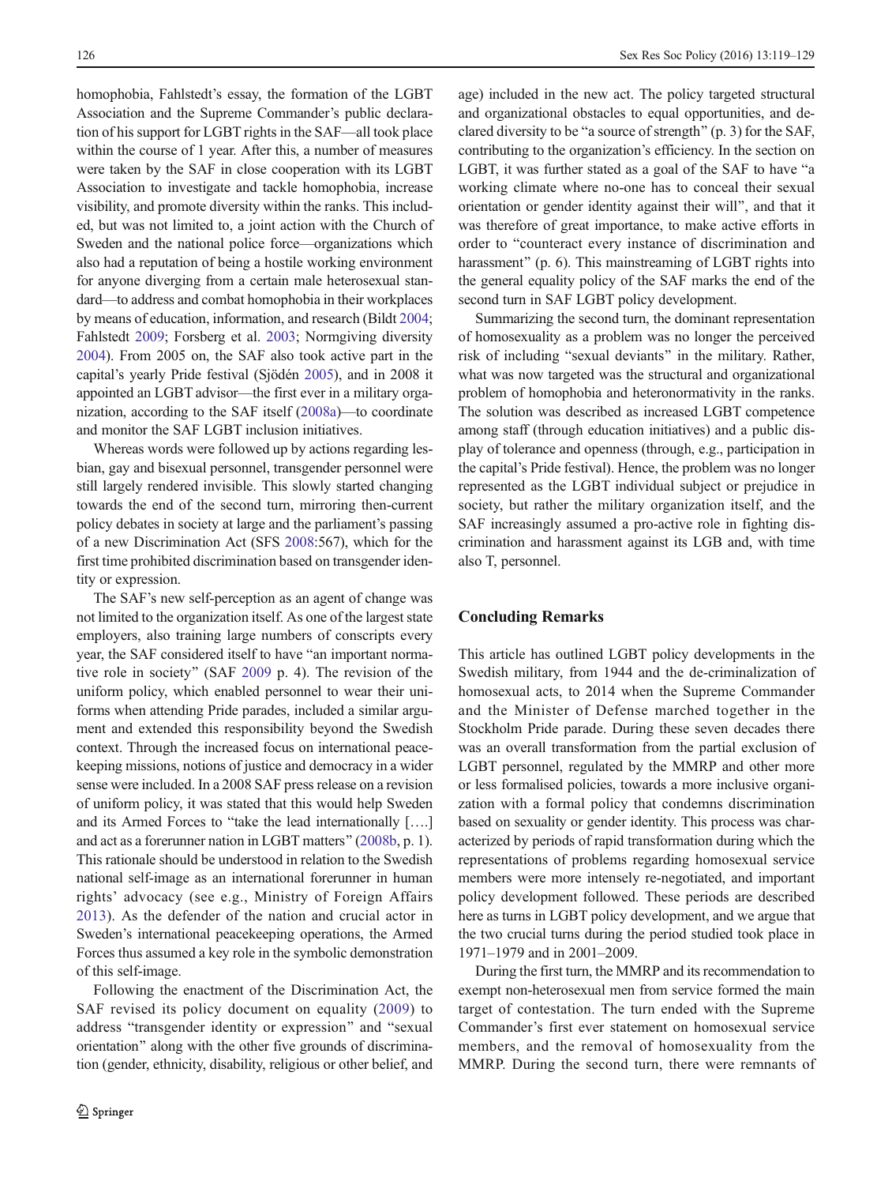homophobia, Fahlstedt's essay, the formation of the LGBT Association and the Supreme Commander's public declaration of his support for LGBT rights in the SAF—all took place within the course of 1 year. After this, a number of measures were taken by the SAF in close cooperation with its LGBT Association to investigate and tackle homophobia, increase visibility, and promote diversity within the ranks. This included, but was not limited to, a joint action with the Church of Sweden and the national police force—organizations which also had a reputation of being a hostile working environment for anyone diverging from a certain male heterosexual standard—to address and combat homophobia in their workplaces by means of education, information, and research (Bildt 2004; Fahlstedt 2009; Forsberg et al. 2003; Normgiving diversity 2004). From 2005 on, the SAF also took active part in the capital's yearly Pride festival (Sjödén 2005), and in 2008 it appointed an LGBT advisor—the first ever in a military organization, according to the SAF itself (2008a)—to coordinate and monitor the SAF LGBT inclusion initiatives.

Whereas words were followed up by actions regarding lesbian, gay and bisexual personnel, transgender personnel were still largely rendered invisible. This slowly started changing towards the end of the second turn, mirroring then-current policy debates in society at large and the parliament's passing of a new Discrimination Act (SFS 2008:567), which for the first time prohibited discrimination based on transgender identity or expression.

The SAF's new self-perception as an agent of change was not limited to the organization itself. As one of the largest state employers, also training large numbers of conscripts every year, the SAF considered itself to have "an important normative role in society" (SAF 2009 p. 4). The revision of the uniform policy, which enabled personnel to wear their uniforms when attending Pride parades, included a similar argument and extended this responsibility beyond the Swedish context. Through the increased focus on international peacekeeping missions, notions of justice and democracy in a wider sense were included. In a 2008 SAF press release on a revision of uniform policy, it was stated that this would help Sweden and its Armed Forces to "take the lead internationally [….] and act as a forerunner nation in LGBT matters" (2008b, p. 1). This rationale should be understood in relation to the Swedish national self-image as an international forerunner in human rights' advocacy (see e.g., Ministry of Foreign Affairs 2013). As the defender of the nation and crucial actor in Sweden's international peacekeeping operations, the Armed Forces thus assumed a key role in the symbolic demonstration of this self-image.

Following the enactment of the Discrimination Act, the SAF revised its policy document on equality (2009) to address "transgender identity or expression" and "sexual orientation" along with the other five grounds of discrimination (gender, ethnicity, disability, religious or other belief, and age) included in the new act. The policy targeted structural and organizational obstacles to equal opportunities, and declared diversity to be "a source of strength" (p. 3) for the SAF, contributing to the organization's efficiency. In the section on LGBT, it was further stated as a goal of the SAF to have "a working climate where no-one has to conceal their sexual orientation or gender identity against their will", and that it was therefore of great importance, to make active efforts in order to "counteract every instance of discrimination and harassment" (p. 6). This mainstreaming of LGBT rights into the general equality policy of the SAF marks the end of the second turn in SAF LGBT policy development.

Summarizing the second turn, the dominant representation of homosexuality as a problem was no longer the perceived risk of including "sexual deviants" in the military. Rather, what was now targeted was the structural and organizational problem of homophobia and heteronormativity in the ranks. The solution was described as increased LGBT competence among staff (through education initiatives) and a public display of tolerance and openness (through, e.g., participation in the capital's Pride festival). Hence, the problem was no longer represented as the LGBT individual subject or prejudice in society, but rather the military organization itself, and the SAF increasingly assumed a pro-active role in fighting discrimination and harassment against its LGB and, with time also T, personnel.

## Concluding Remarks

This article has outlined LGBT policy developments in the Swedish military, from 1944 and the de-criminalization of homosexual acts, to 2014 when the Supreme Commander and the Minister of Defense marched together in the Stockholm Pride parade. During these seven decades there was an overall transformation from the partial exclusion of LGBT personnel, regulated by the MMRP and other more or less formalised policies, towards a more inclusive organization with a formal policy that condemns discrimination based on sexuality or gender identity. This process was characterized by periods of rapid transformation during which the representations of problems regarding homosexual service members were more intensely re-negotiated, and important policy development followed. These periods are described here as turns in LGBT policy development, and we argue that the two crucial turns during the period studied took place in 1971–1979 and in 2001–2009.

During the first turn, the MMRP and its recommendation to exempt non-heterosexual men from service formed the main target of contestation. The turn ended with the Supreme Commander's first ever statement on homosexual service members, and the removal of homosexuality from the MMRP. During the second turn, there were remnants of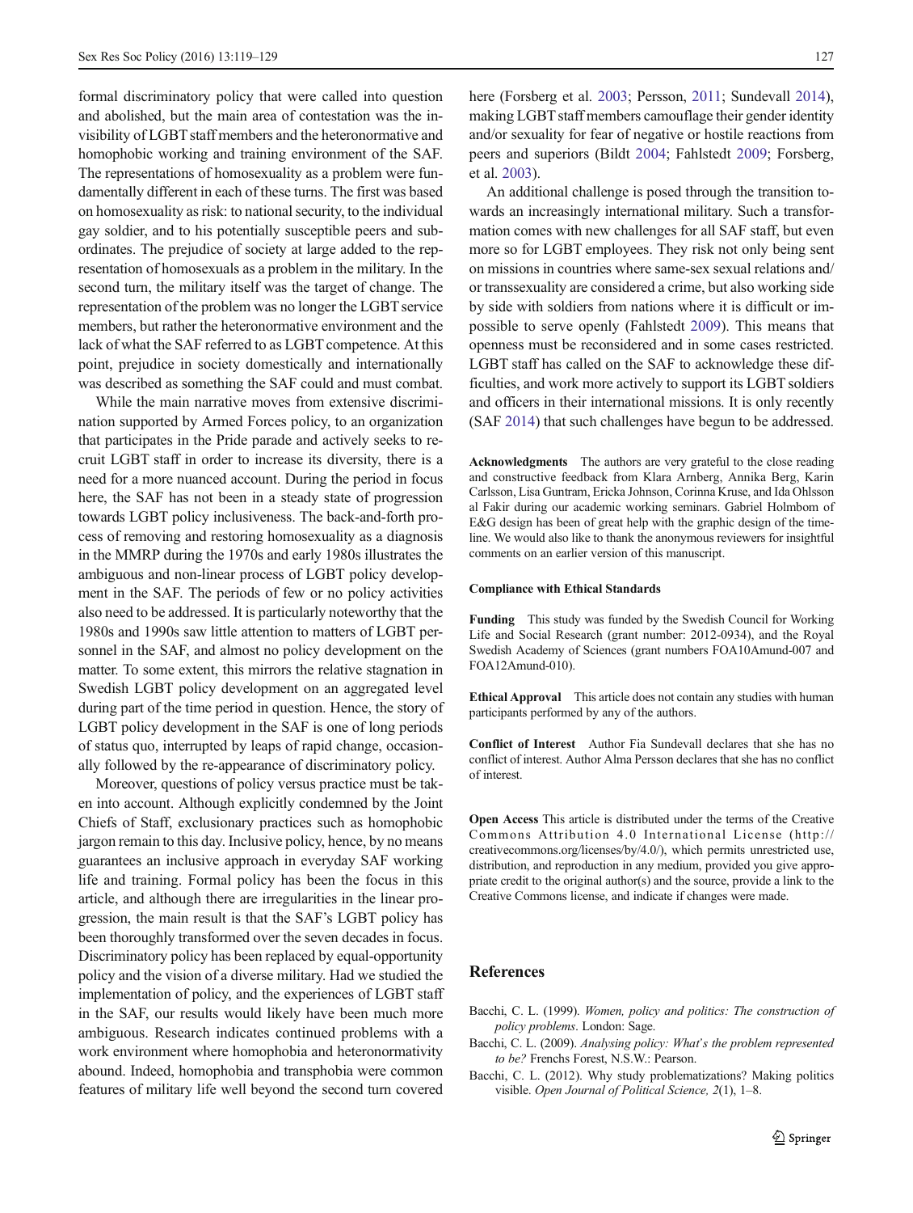formal discriminatory policy that were called into question and abolished, but the main area of contestation was the invisibility of LGBT staff members and the heteronormative and homophobic working and training environment of the SAF. The representations of homosexuality as a problem were fundamentally different in each of these turns. The first was based on homosexuality as risk: to national security, to the individual gay soldier, and to his potentially susceptible peers and subordinates. The prejudice of society at large added to the representation of homosexuals as a problem in the military. In the second turn, the military itself was the target of change. The representation of the problem was no longer the LGBT service members, but rather the heteronormative environment and the lack of what the SAF referred to as LGBT competence. At this point, prejudice in society domestically and internationally was described as something the SAF could and must combat.

While the main narrative moves from extensive discrimination supported by Armed Forces policy, to an organization that participates in the Pride parade and actively seeks to recruit LGBT staff in order to increase its diversity, there is a need for a more nuanced account. During the period in focus here, the SAF has not been in a steady state of progression towards LGBT policy inclusiveness. The back-and-forth process of removing and restoring homosexuality as a diagnosis in the MMRP during the 1970s and early 1980s illustrates the ambiguous and non-linear process of LGBT policy development in the SAF. The periods of few or no policy activities also need to be addressed. It is particularly noteworthy that the 1980s and 1990s saw little attention to matters of LGBT personnel in the SAF, and almost no policy development on the matter. To some extent, this mirrors the relative stagnation in Swedish LGBT policy development on an aggregated level during part of the time period in question. Hence, the story of LGBT policy development in the SAF is one of long periods of status quo, interrupted by leaps of rapid change, occasionally followed by the re-appearance of discriminatory policy.

Moreover, questions of policy versus practice must be taken into account. Although explicitly condemned by the Joint Chiefs of Staff, exclusionary practices such as homophobic jargon remain to this day. Inclusive policy, hence, by no means guarantees an inclusive approach in everyday SAF working life and training. Formal policy has been the focus in this article, and although there are irregularities in the linear progression, the main result is that the SAF's LGBT policy has been thoroughly transformed over the seven decades in focus. Discriminatory policy has been replaced by equal-opportunity policy and the vision of a diverse military. Had we studied the implementation of policy, and the experiences of LGBT staff in the SAF, our results would likely have been much more ambiguous. Research indicates continued problems with a work environment where homophobia and heteronormativity abound. Indeed, homophobia and transphobia were common features of military life well beyond the second turn covered here (Forsberg et al. 2003; Persson, 2011; Sundevall 2014), making LGBT staff members camouflage their gender identity and/or sexuality for fear of negative or hostile reactions from peers and superiors (Bildt 2004; Fahlstedt 2009; Forsberg, et al. 2003).

An additional challenge is posed through the transition towards an increasingly international military. Such a transformation comes with new challenges for all SAF staff, but even more so for LGBT employees. They risk not only being sent on missions in countries where same-sex sexual relations and/or transsexuality are considered a crime, but also working side by side with soldiers from nations where it is difficult or impossible to serve openly (Fahlstedt 2009). This means that openness must be reconsidered and in some cases restricted. LGBT staff has called on the SAF to acknowledge these difficulties, and work more actively to support its LGBT soldiers and officers in their international missions. It is only recently (SAF 2014) that such challenges have begun to be addressed.

**Acknowledgments** The authors are very grateful to the close reading and constructive feedback from Klara Arnberg, Annika Berg, Karin Carlsson, Lisa Guntram, Ericka Johnson, Corinna Kruse, and Ida Ohlsson al Fakir during our academic working seminars. Gabriel Holmbom of E&G design has been of great help with the graphic design of the timeline. We would also like to thank the anonymous reviewers for insightful comments on an earlier version of this manuscript.

**Compliance with Ethical Standards**

**Funding** This study was funded by the Swedish Council for Working Life and Social Research (grant number: 2012-0934), and the Royal Swedish Academy of Sciences (grant numbers FOA10Amund-007 and FOA12Amund-010).

**Ethical Approval** This article does not contain any studies with human participants performed by any of the authors.

**Conflict of Interest** Author Fia Sundevall declares that she has no conflict of interest. Author Alma Persson declares that she has no conflict of interest.

**Open Access** This article is distributed under the terms of the Creative Commons Attribution 4.0 International License (http://creativecommons.org/licenses/by/4.0/), which permits unrestricted use, distribution, and reproduction in any medium, provided you give appropriate credit to the original author(s) and the source, provide a link to the Creative Commons license, and indicate if changes were made.

## References

Bacchi, C. L. (1999). *Women, policy and politics: The construction of policy problems*. London: Sage.

Bacchi, C. L. (2009). *Analysing policy: What's the problem represented to be?* Frenchs Forest, N.S.W.: Pearson.

Bacchi, C. L. (2012). Why study problematizations? Making politics visible. *Open Journal of Political Science, 2*(1), 1–8.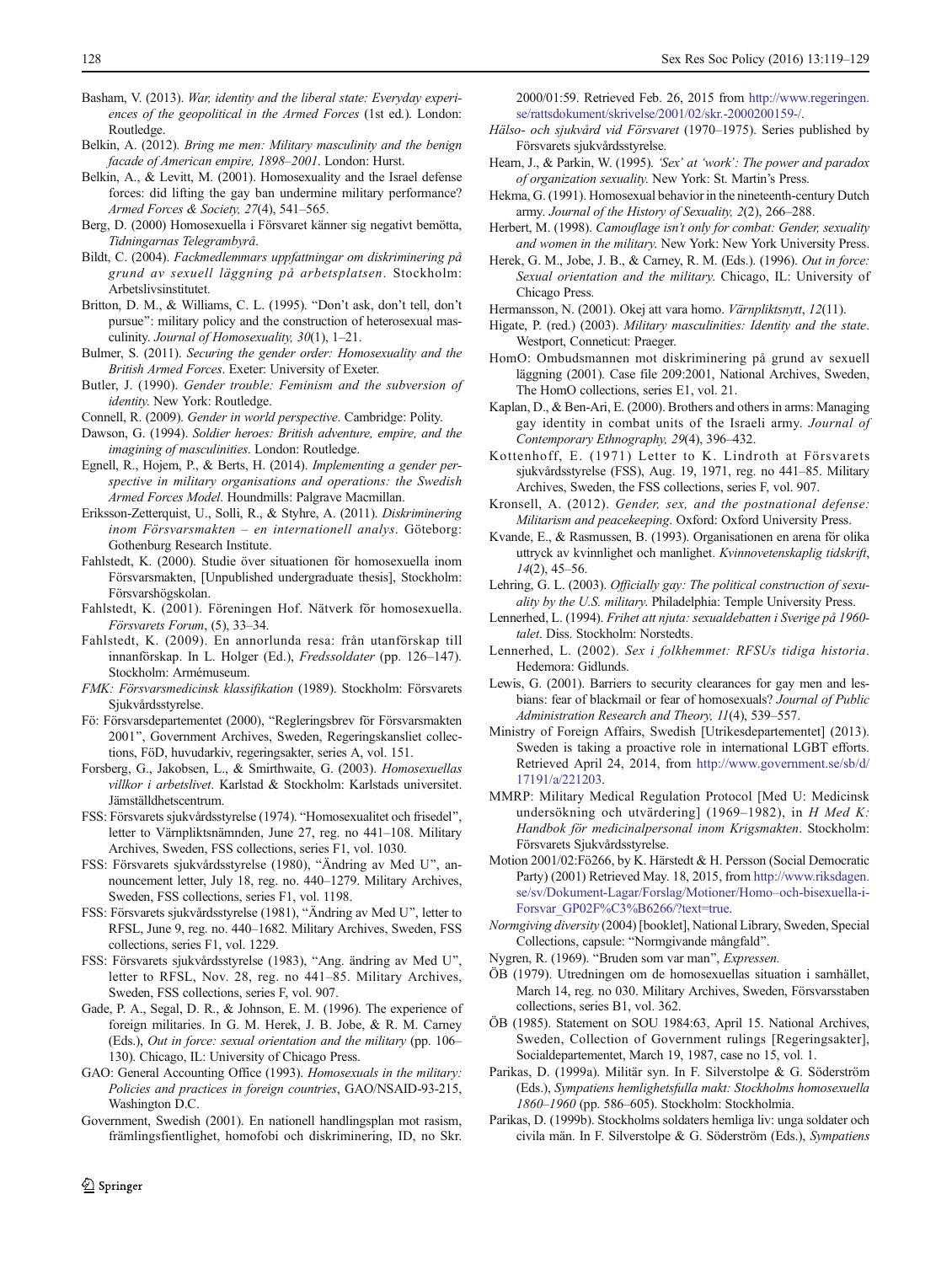Basham, V. (2013). *War, identity and the liberal state: Everyday experiences of the geopolitical in the Armed Forces* (1st ed.). London: Routledge.

Belkin, A. (2012). *Bring me men: Military masculinity and the benign facade of American empire, 1898–2001*. London: Hurst.

Belkin, A., & Levitt, M. (2001). Homosexuality and the Israel defense forces: did lifting the gay ban undermine military performance? *Armed Forces & Society, 27*(4), 541–565.

Berg, D. (2000) Homosexuella i Försvaret känner sig negativt bemötta, *Tidningarnas Telegrambyrå*.

Bildt, C. (2004). *Fackmedlemmars uppfattningar om diskriminering på grund av sexuell läggning på arbetsplatsen*. Stockholm: Arbetslivsinstitutet.

Britton, D. M., & Williams, C. L. (1995). "Don't ask, don't tell, don't pursue": military policy and the construction of heterosexual masculinity. *Journal of Homosexuality, 30*(1), 1–21.

Bulmer, S. (2011). *Securing the gender order: Homosexuality and the British Armed Forces*. Exeter: University of Exeter.

Butler, J. (1990). *Gender trouble: Feminism and the subversion of identity*. New York: Routledge.

Connell, R. (2009). *Gender in world perspective*. Cambridge: Polity.

Dawson, G. (1994). *Soldier heroes: British adventure, empire, and the imagining of masculinities*. London: Routledge.

Egnell, R., Hojem, P., & Berts, H. (2014). *Implementing a gender perspective in military organisations and operations: the Swedish Armed Forces Model*. Houndmills: Palgrave Macmillan.

Eriksson-Zetterquist, U., Solli, R., & Styhre, A. (2011). *Diskriminering inom Försvarsmakten – en internationell analys*. Göteborg: Gothenburg Research Institute.

Fahlstedt, K. (2000). Studie över situationen för homosexuella inom Försvarsmakten, [Unpublished undergraduate thesis], Stockholm: Försvarshögskolan.

Fahlstedt, K. (2001). Föreningen Hof. Nätverk för homosexuella. *Försvarets Forum*, (5), 33–34.

Fahlstedt, K. (2009). En annorlunda resa: från utanförskap till innanförskap. In L. Holger (Ed.), *Fredssoldater* (pp. 126–147). Stockholm: Armémuseum.

*FMK: Försvarsmedicinsk klassifikation* (1989). Stockholm: Försvarets Sjukvårdsstyrelse.

Fö: Försvarsdepartementet (2000), "Regleringsbrev för Försvarsmakten 2001", Government Archives, Sweden, Regeringskansliet collections, FöD, huvudarkiv, regeringsakter, series A, vol. 151.

Forsberg, G., Jakobsen, L., & Smirthwaite, G. (2003). *Homosexuellas villkor i arbetslivet*. Karlstad & Stockholm: Karlstads universitet. Jämställdhetscentrum.

FSS: Försvarets sjukvårdsstyrelse (1974). "Homosexualitet och frisedel", letter to Värnpliktsnämnden, June 27, reg. no 441–108. Military Archives, Sweden, FSS collections, series F1, vol. 1030.

FSS: Försvarets sjukvårdsstyrelse (1980), "Ändring av Med U", announcement letter, July 18, reg. no. 440–1279. Military Archives, Sweden, FSS collections, series F1, vol. 1198.

FSS: Försvarets sjukvårdsstyrelse (1981), "Ändring av Med U", letter to RFSL, June 9, reg. no. 440–1682. Military Archives, Sweden, FSS collections, series F1, vol. 1229.

FSS: Försvarets sjukvårdsstyrelse (1983), "Ang. ändring av Med U", letter to RFSL, Nov. 28, reg. no. 441–85. Military Archives, Sweden, FSS collections, series F, vol. 907.

Gade, P. A., Segal, D. R., & Johnson, E. M. (1996). The experience of foreign militaries. In G. M. Herek, J. B. Jobe, & R. M. Carney (Eds.), *Out in force: sexual orientation and the military* (pp. 106–130). Chicago, IL: University of Chicago Press.

GAO: General Accounting Office (1993). *Homosexuals in the military: Policies and practices in foreign countries*, GAO/NSAID-93-215, Washington D.C.

Government, Swedish (2001). En nationell handlingsplan mot rasism, främlingsfientlighet, homofobi och diskriminering, ID, no Skr. 2000/01:59. Retrieved Feb. 26, 2015 from http://www.regeringen.se/rattsdokument/skrivelse/2001/02/skr.-2000200159-/.

*Hälso- och sjukvård vid Försvaret* (1970–1975). Series published by Försvarets sjukvårdsstyrelse.

Hearn, J., & Parkin, W. (1995). *'Sex' at 'work': The power and paradox of organization sexuality*. New York: St. Martin's Press.

Hekma, G. (1991). Homosexual behavior in the nineteenth-century Dutch army. *Journal of the History of Sexuality, 2*(2), 266–288.

Herbert, M. (1998). *Camouflage isn't only for combat: Gender, sexuality and women in the military*. New York: New York University Press.

Herek, G. M., Jobe, J. B., & Carney, R. M. (Eds.). (1996). *Out in force: Sexual orientation and the military*. Chicago, IL: University of Chicago Press.

Hermansson, N. (2001). Okej att vara homo. *Värnpliktsnytt*, *12*(11).

Higate, P. (red.) (2003). *Military masculinities: Identity and the state*. Westport, Conneticut: Praeger.

HomO: Ombudsmannen mot diskriminering på grund av sexuell läggning (2001). Case file 209:2001, National Archives, Sweden, The HomO collections, series E1, vol. 21.

Kaplan, D., & Ben-Ari, E. (2000). Brothers and others in arms: Managing gay identity in combat units of the Israeli army. *Journal of Contemporary Ethnography, 29*(4), 396–432.

Kottenhoff, E. (1971) Letter to K. Lindroth at Försvarets sjukvårdsstyrelse (FSS), Aug. 19, 1971, reg. no 441–85. Military Archives, Sweden, the FSS collections, series F, vol. 907.

Kronsell, A. (2012). *Gender, sex, and the postnational defense: Militarism and peacekeeping*. Oxford: Oxford University Press.

Kvande, E., & Rasmussen, B. (1993). Organisationen en arena för olika uttryck av kvinnlighet och manlighet. *Kvinnovetenskaplig tidskrift*, *14*(2), 45–56.

Lehring, G. L. (2003). *Officially gay: The political construction of sexuality by the U.S. military*. Philadelphia: Temple University Press.

Lennerhed, L. (1994). *Frihet att njuta: sexualdebatten i Sverige på 1960-talet*. Diss. Stockholm: Norstedts.

Lennerhed, L. (2002). *Sex i folkhemmet: RFSUs tidiga historia*. Hedemora: Gidlunds.

Lewis, G. (2001). Barriers to security clearances for gay men and lesbians: fear of blackmail or fear of homosexuals? *Journal of Public Administration Research and Theory, 11*(4), 539–557.

Ministry of Foreign Affairs, Swedish [Utrikesdepartementet] (2013). Sweden is taking a proactive role in international LGBT efforts. Retrieved April 24, 2014, from http://www.government.se/sb/d/17191/a/221203.

MMRP: Military Medical Regulation Protocol [Med U: Medicinsk undersökning och utvärdering] (1969–1982), in *H Med K: Handbok för medicinalpersonal inom Krigsmakten*. Stockholm: Försvarets Sjukvårdsstyrelse.

Motion 2001/02:Fö266, by K. Härstedt & H. Persson (Social Democratic Party) (2001) Retrieved May. 18, 2015, from http://www.riksdagen.se/sv/Dokument-Lagar/Forslag/Motioner/Homo–och-bisexuella-i-Forsvar_GP02F%C3%B6266/?text=true.

*Normgiving diversity* (2004) [booklet], National Library, Sweden, Special Collections, capsule: "Normgivande mångfald".

Nygren, R. (1969). "Bruden som var man", *Expressen*.

ÖB (1979). Utredningen om de homosexuellas situation i samhället, March 14, reg. no 030. Military Archives, Sweden, Försvarsstaben collections, series B1, vol. 362.

ÖB (1985). Statement on SOU 1984:63, April 15. National Archives, Sweden, Collection of Government rulings [Regeringsakter], Socialdepartementet, March 19, 1987, case no 15, vol. 1.

Parikas, D. (1999a). Militär syn. In F. Silverstolpe & G. Söderström (Eds.), *Sympatiens hemlighetsfulla makt: Stockholms homosexuella 1860–1960* (pp. 586–605). Stockholm: Stockholmia.

Parikas, D. (1999b). Stockholms soldaters hemliga liv: unga soldater och civila män. In F. Silverstolpe & G. Söderström (Eds.), *Sympatiens*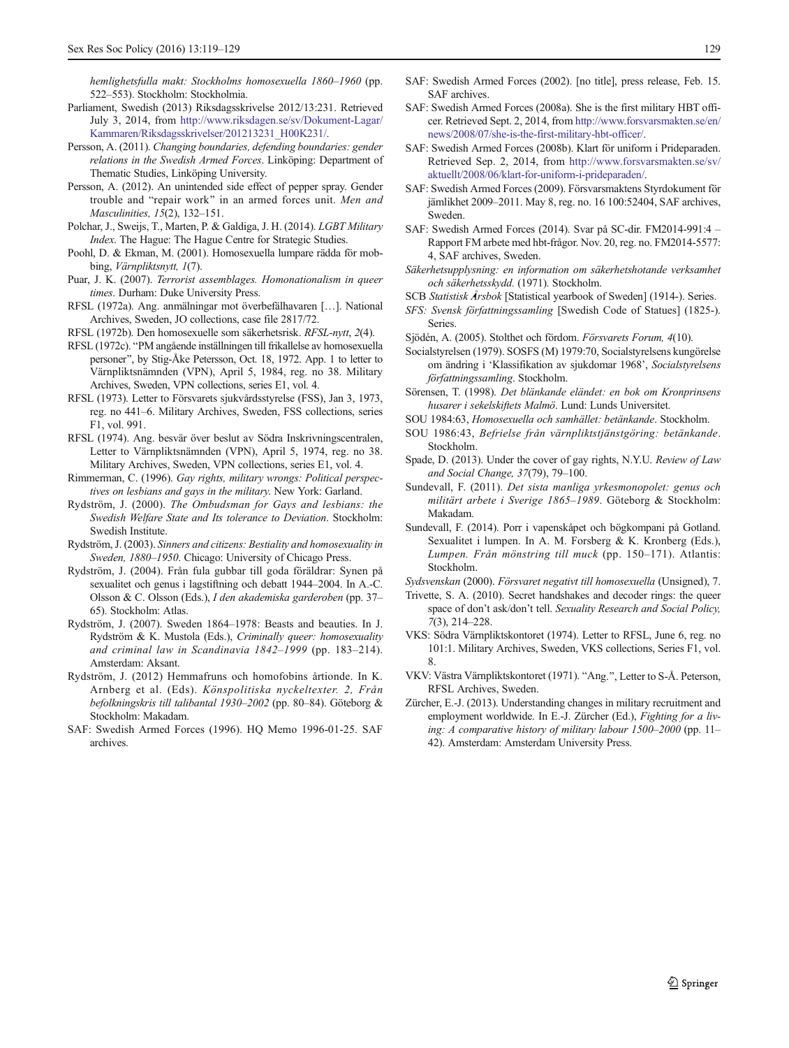*hemlighetsfulla makt: Stockholms homosexuella 1860–1960* (pp. 522–553). Stockholm: Stockholmia.

Parliament, Swedish (2013) Riksdagsskrivelse 2012/13:231. Retrieved July 3, 2014, from http://www.riksdagen.se/sv/Dokument-Lagar/Kammaren/Riksdagsskrivelser/201213231_H00K231/.

Persson, A. (2011). *Changing boundaries, defending boundaries: gender relations in the Swedish Armed Forces*. Linköping: Department of Thematic Studies, Linköping University.

Persson, A. (2012). An unintended side effect of pepper spray. Gender trouble and "repair work" in an armed forces unit. *Men and Masculinities, 15*(2), 132–151.

Polchar, J., Sweijs, T., Marten, P. & Galdiga, J. H. (2014). *LGBT Military Index*. The Hague: The Hague Centre for Strategic Studies.

Poohl, D. & Ekman, M. (2001). Homosexuella lumpare rädda för mobbing, *Värnpliktsnytt, 1*(7).

Puar, J. K. (2007). *Terrorist assemblages. Homonationalism in queer times*. Durham: Duke University Press.

RFSL (1972a). Ang. anmälningar mot överbefälhavaren […]. National Archives, Sweden, JO collections, case file 2817/72.

RFSL (1972b). Den homosexuelle som säkerhetsrisk. *RFSL-nytt, 2*(4).

RFSL (1972c). "PM angående inställningen till frikallelse av homosexuella personer", by Stig-Åke Petersson, Oct. 18, 1972. App. 1 to letter to Värnpliktsnämnden (VPN), April 5, 1984, reg. no 38. Military Archives, Sweden, VPN collections, series E1, vol. 4.

RFSL (1973). Letter to Försvarets sjukvårdsstyrelse (FSS), Jan 3, 1973, reg. no 441–6. Military Archives, Sweden, FSS collections, series F1, vol. 991.

RFSL (1974). Ang. besvär över beslut av Södra Inskrivningscentralen, Letter to Värnpliktsnämnden (VPN), April 5, 1974, reg. no 38. Military Archives, Sweden, VPN collections, series E1, vol. 4.

Rimmerman, C. (1996). *Gay rights, military wrongs: Political perspectives on lesbians and gays in the military*. New York: Garland.

Rydström, J. (2000). *The Ombudsman for Gays and lesbians: the Swedish Welfare State and Its tolerance to Deviation*. Stockholm: Swedish Institute.

Rydström, J. (2003). *Sinners and citizens: Bestiality and homosexuality in Sweden, 1880–1950*. Chicago: University of Chicago Press.

Rydström, J. (2004). Från fula gubbar till goda föräldrar: Synen på sexualitet och genus i lagstiftning och debatt 1944–2004. In A.-C. Olsson & C. Olsson (Eds.), *I den akademiska garderoben* (pp. 37–65). Stockholm: Atlas.

Rydström, J. (2007). Sweden 1864–1978: Beasts and beauties. In J. Rydström & K. Mustola (Eds.), *Criminally queer: homosexuality and criminal law in Scandinavia 1842–1999* (pp. 183–214). Amsterdam: Aksant.

Rydström, J. (2012) Hemmafruns och homofobins årtionde. In K. Arnberg et al. (Eds). *Könspolitiska nyckeltexter. 2, Från befolkningskris till talibantal 1930–2002* (pp. 80–84). Göteborg & Stockholm: Makadam.

SAF: Swedish Armed Forces (1996). HQ Memo 1996-01-25. SAF archives.

SAF: Swedish Armed Forces (2002). [no title], press release, Feb. 15. SAF archives.

SAF: Swedish Armed Forces (2008a). She is the first military HBT officer. Retrieved Sept. 2, 2014, from http://www.forsvarsmakten.se/en/news/2008/07/she-is-the-first-military-hbt-officer/.

SAF: Swedish Armed Forces (2008b). Klart för uniform i Prideparaden. Retrieved Sep. 2, 2014, from http://www.forsvarsmakten.se/sv/aktuellt/2008/06/klart-for-uniform-i-prideparaden/.

SAF: Swedish Armed Forces (2009). Försvarsmaktens Styrdokument för jämlikhet 2009–2011. May 8, reg. no. 16 100:52404, SAF archives, Sweden.

SAF: Swedish Armed Forces (2014). Svar på SC-dir. FM2014-991:4 – Rapport FM arbete med hbt-frågor. Nov. 20, reg. no. FM2014-5577:4, SAF archives, Sweden.

*Säkerhetsupplysning: en information om säkerhetshotande verksamhet och säkerhetsskydd.* (1971). Stockholm.

SCB *Statistisk Årsbok* [Statistical yearbook of Sweden] (1914-). Series.

*SFS: Svensk författningssamling* [Swedish Code of Statues] (1825-). Series.

Sjödén, A. (2005). Stolthet och fördom. *Försvarets Forum, 4*(10).

Socialstyrelsen (1979). SOSFS (M) 1979:70, Socialstyrelsens kungörelse om ändring i 'Klassifikation av sjukdomar 1968', *Socialstyrelsens författningssamling*. Stockholm.

Sörensen, T. (1998). *Det blänkande eländet: en bok om Kronprinsens husarer i sekelskiftets Malmö*. Lund: Lunds Universitet.

SOU 1984:63, *Homosexuella och samhället: betänkande*. Stockholm.

SOU 1986:43, *Befrielse från värnpliktstjänstgöring: betänkande*. Stockholm.

Spade, D. (2013). Under the cover of gay rights, N.Y.U. *Review of Law and Social Change, 37*(79), 79–100.

Sundevall, F. (2011). *Det sista manliga yrkesmonopolet: genus och militärt arbete i Sverige 1865–1989*. Göteborg & Stockholm: Makadam.

Sundevall, F. (2014). Porr i vapenskåpet och bögkompani på Gotland. Sexualitet i lumpen. In A. M. Forsberg & K. Kronberg (Eds.), *Lumpen. Från mönstring till muck* (pp. 150–171). Atlantis: Stockholm.

*Sydsvenskan* (2000). *Försvaret negativt till homosexuella* (Unsigned), 7.

Trivette, S. A. (2010). Secret handshakes and decoder rings: the queer space of don't ask/don't tell. *Sexuality Research and Social Policy, 7*(3), 214–228.

VKS: Södra Värnpliktskontoret (1974). Letter to RFSL, June 6, reg. no 101:1. Military Archives, Sweden, VKS collections, Series F1, vol. 8.

VKV: Västra Värnpliktskontoret (1971). "Ang.", Letter to S-Å. Peterson, RFSL Archives, Sweden.

Zürcher, E.-J. (2013). Understanding changes in military recruitment and employment worldwide. In E.-J. Zürcher (Ed.), *Fighting for a living: A comparative history of military labour 1500–2000* (pp. 11–42). Amsterdam: Amsterdam University Press.